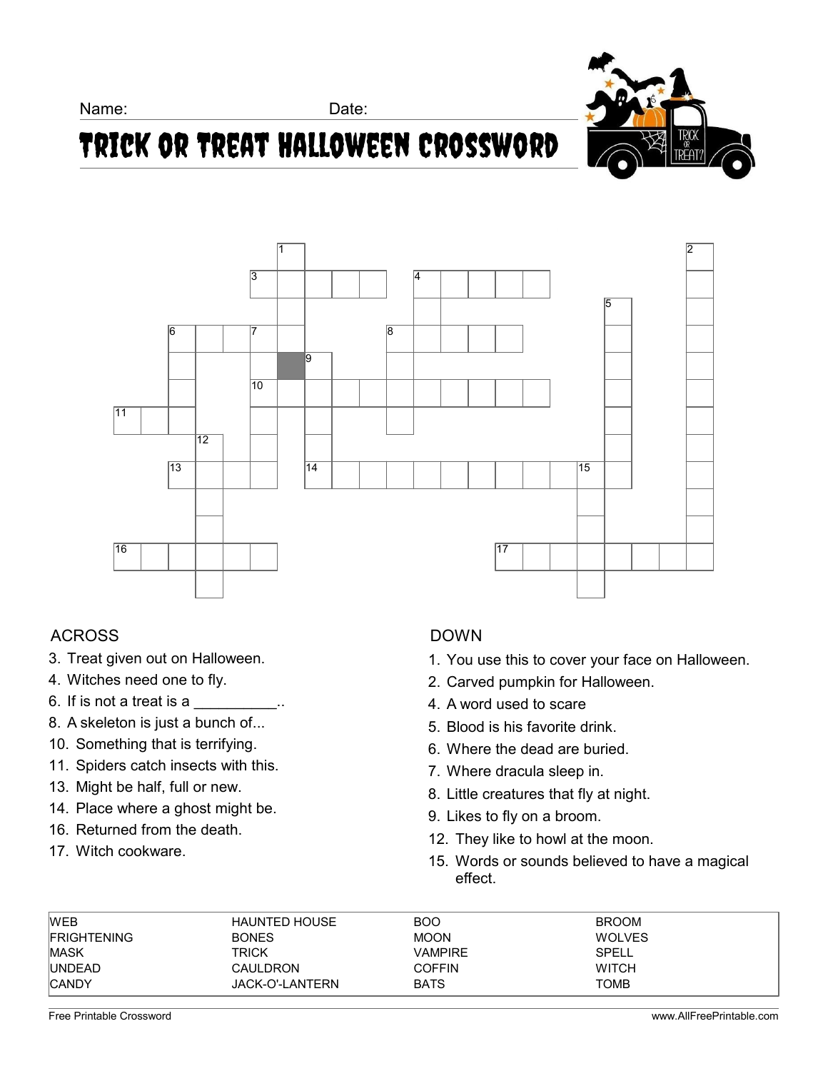Name: Date:

# TRICK OR TREAT HALLOWEEN CROSSWORD

## ACROSS

3. Treat given out on Halloween.
4. Witches need one to fly.
6. If is not a treat is a __________..
8. A skeleton is just a bunch of...
10. Something that is terrifying.
11. Spiders catch insects with this.
13. Might be half, full or new.
14. Place where a ghost might be.
16. Returned from the death.
17. Witch cookware.

## DOWN

1. You use this to cover your face on Halloween.
2. Carved pumpkin for Halloween.
4. A word used to scare
5. Blood is his favorite drink.
6. Where the dead are buried.
7. Where dracula sleep in.
8. Little creatures that fly at night.
9. Likes to fly on a broom.
12. They like to howl at the moon.
15. Words or sounds believed to have a magical effect.

| | | | |
|---|---|---|---|
| WEB | HAUNTED HOUSE | BOO | BROOM |
| FRIGHTENING | BONES | MOON | WOLVES |
| MASK | TRICK | VAMPIRE | SPELL |
| UNDEAD | CAULDRON | COFFIN | WITCH |
| CANDY | JACK-O'-LANTERN | BATS | TOMB |

Free Printable Crossword www.AllFreePrintable.com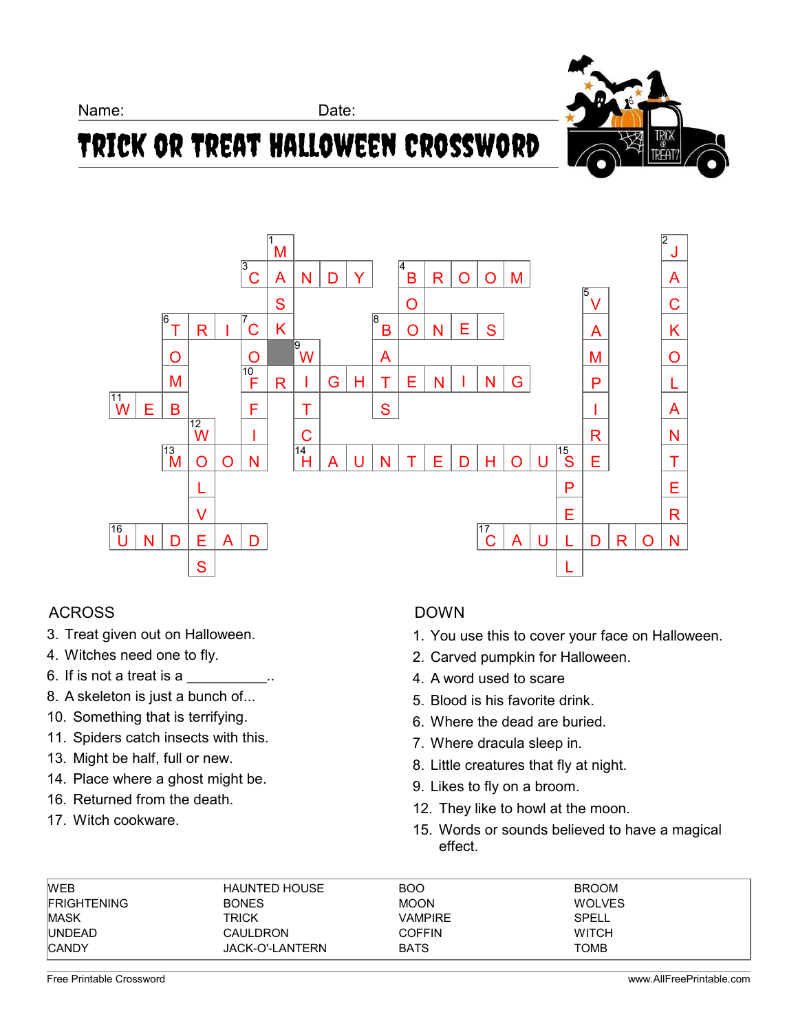Name: Date:

# TRICK OR TREAT HALLOWEEN CROSSWORD

## ACROSS

3. Treat given out on Halloween.
4. Witches need one to fly.
6. If is not a treat is a __________..
8. A skeleton is just a bunch of...
10. Something that is terrifying.
11. Spiders catch insects with this.
13. Might be half, full or new.
14. Place where a ghost might be.
16. Returned from the death.
17. Witch cookware.

## DOWN

1. You use this to cover your face on Halloween.
2. Carved pumpkin for Halloween.
4. A word used to scare
5. Blood is his favorite drink.
6. Where the dead are buried.
7. Where dracula sleep in.
8. Little creatures that fly at night.
9. Likes to fly on a broom.
12. They like to howl at the moon.
15. Words or sounds believed to have a magical effect.

| | | | |
|---|---|---|---|
| WEB | HAUNTED HOUSE | BOO | BROOM |
| FRIGHTENING | BONES | MOON | WOLVES |
| MASK | TRICK | VAMPIRE | SPELL |
| UNDEAD | CAULDRON | COFFIN | WITCH |
| CANDY | JACK-O'-LANTERN | BATS | TOMB |

Free Printable Crossword www.AllFreePrintable.com